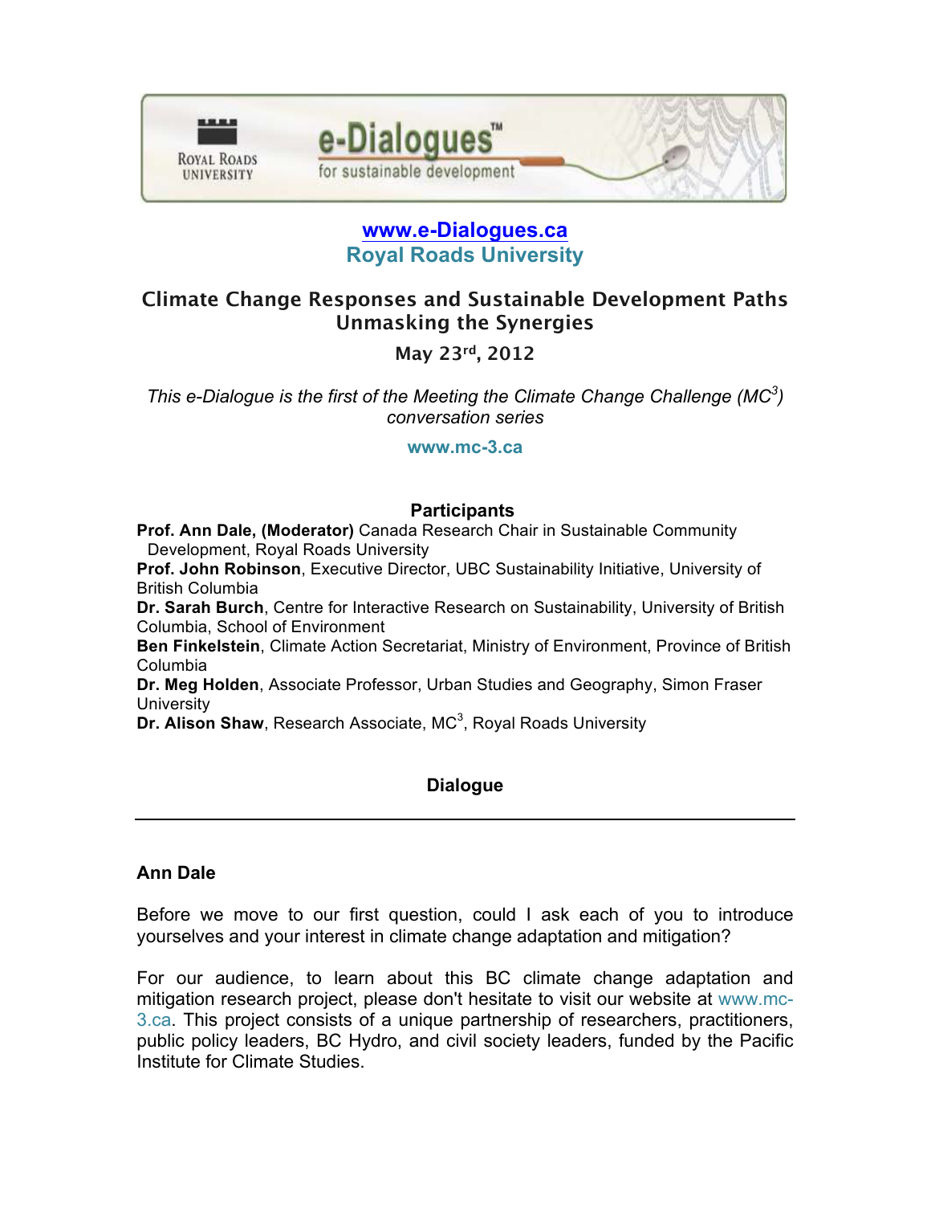**www.e-Dialogues.ca**
**Royal Roads University**

# Climate Change Responses and Sustainable Development Paths Unmasking the Synergies

**May 23rd, 2012**

*This e-Dialogue is the first of the Meeting the Climate Change Challenge (MC³) conversation series*

**www.mc-3.ca**

## Participants

**Prof. Ann Dale, (Moderator)** Canada Research Chair in Sustainable Community Development, Royal Roads University
**Prof. John Robinson**, Executive Director, UBC Sustainability Initiative, University of British Columbia
**Dr. Sarah Burch**, Centre for Interactive Research on Sustainability, University of British Columbia, School of Environment
**Ben Finkelstein**, Climate Action Secretariat, Ministry of Environment, Province of British Columbia
**Dr. Meg Holden**, Associate Professor, Urban Studies and Geography, Simon Fraser University
**Dr. Alison Shaw**, Research Associate, MC³, Royal Roads University

## Dialogue

---

**Ann Dale**

Before we move to our first question, could I ask each of you to introduce yourselves and your interest in climate change adaptation and mitigation?

For our audience, to learn about this BC climate change adaptation and mitigation research project, please don't hesitate to visit our website at www.mc-3.ca. This project consists of a unique partnership of researchers, practitioners, public policy leaders, BC Hydro, and civil society leaders, funded by the Pacific Institute for Climate Studies.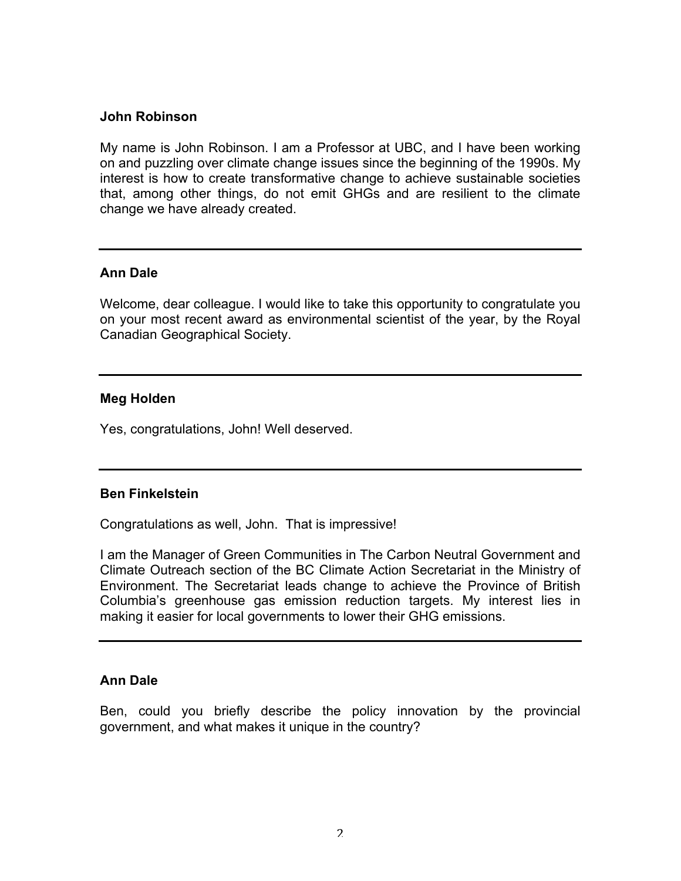**John Robinson**

My name is John Robinson. I am a Professor at UBC, and I have been working on and puzzling over climate change issues since the beginning of the 1990s. My interest is how to create transformative change to achieve sustainable societies that, among other things, do not emit GHGs and are resilient to the climate change we have already created.

---

**Ann Dale**

Welcome, dear colleague. I would like to take this opportunity to congratulate you on your most recent award as environmental scientist of the year, by the Royal Canadian Geographical Society.

---

**Meg Holden**

Yes, congratulations, John! Well deserved.

---

**Ben Finkelstein**

Congratulations as well, John. That is impressive!

I am the Manager of Green Communities in The Carbon Neutral Government and Climate Outreach section of the BC Climate Action Secretariat in the Ministry of Environment. The Secretariat leads change to achieve the Province of British Columbia's greenhouse gas emission reduction targets. My interest lies in making it easier for local governments to lower their GHG emissions.

---

**Ann Dale**

Ben, could you briefly describe the policy innovation by the provincial government, and what makes it unique in the country?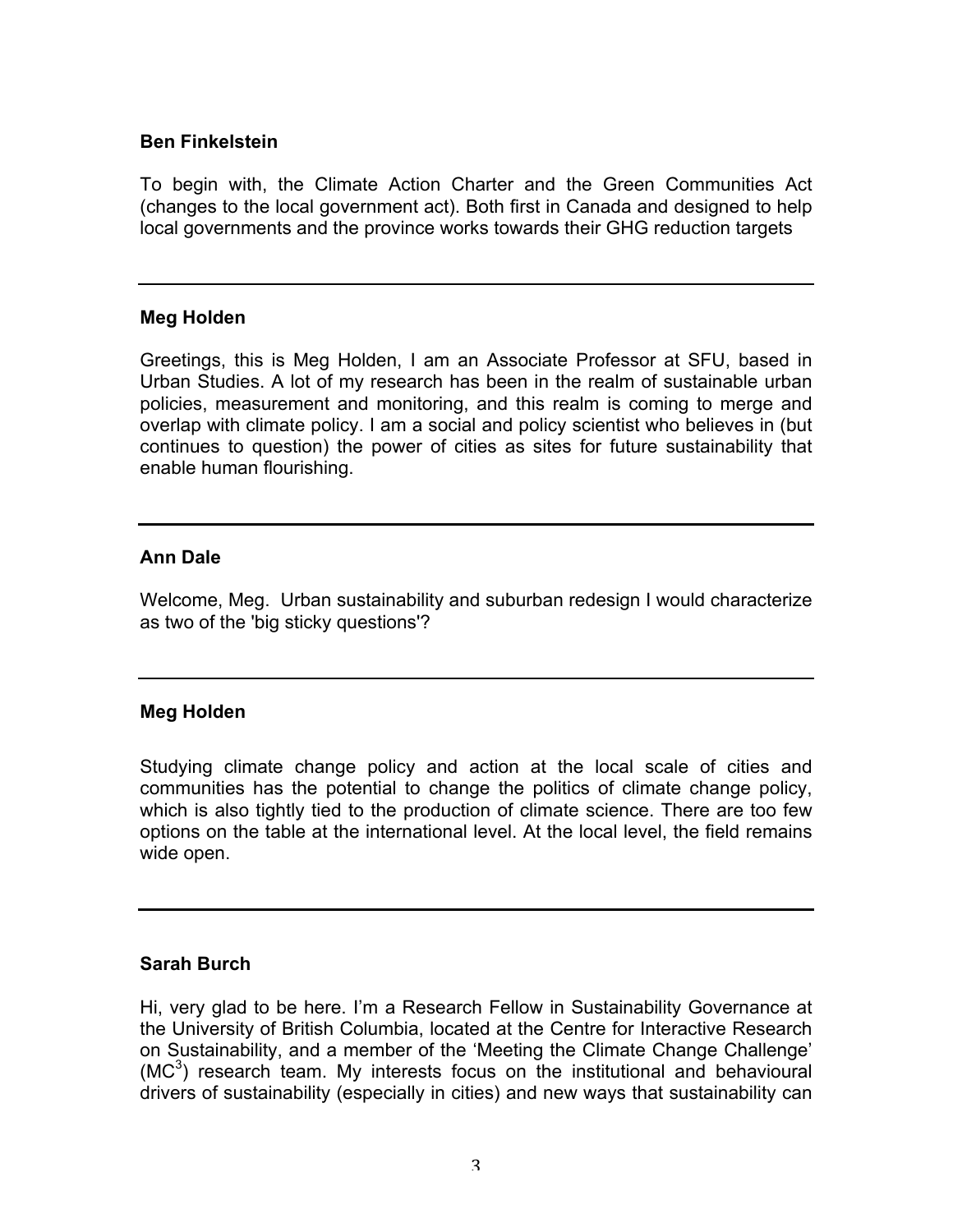**Ben Finkelstein**

To begin with, the Climate Action Charter and the Green Communities Act (changes to the local government act). Both first in Canada and designed to help local governments and the province works towards their GHG reduction targets

---

**Meg Holden**

Greetings, this is Meg Holden, I am an Associate Professor at SFU, based in Urban Studies. A lot of my research has been in the realm of sustainable urban policies, measurement and monitoring, and this realm is coming to merge and overlap with climate policy. I am a social and policy scientist who believes in (but continues to question) the power of cities as sites for future sustainability that enable human flourishing.

---

**Ann Dale**

Welcome, Meg. Urban sustainability and suburban redesign I would characterize as two of the 'big sticky questions'?

---

**Meg Holden**

Studying climate change policy and action at the local scale of cities and communities has the potential to change the politics of climate change policy, which is also tightly tied to the production of climate science. There are too few options on the table at the international level. At the local level, the field remains wide open.

---

**Sarah Burch**

Hi, very glad to be here. I'm a Research Fellow in Sustainability Governance at the University of British Columbia, located at the Centre for Interactive Research on Sustainability, and a member of the 'Meeting the Climate Change Challenge' ($MC^3$) research team. My interests focus on the institutional and behavioural drivers of sustainability (especially in cities) and new ways that sustainability can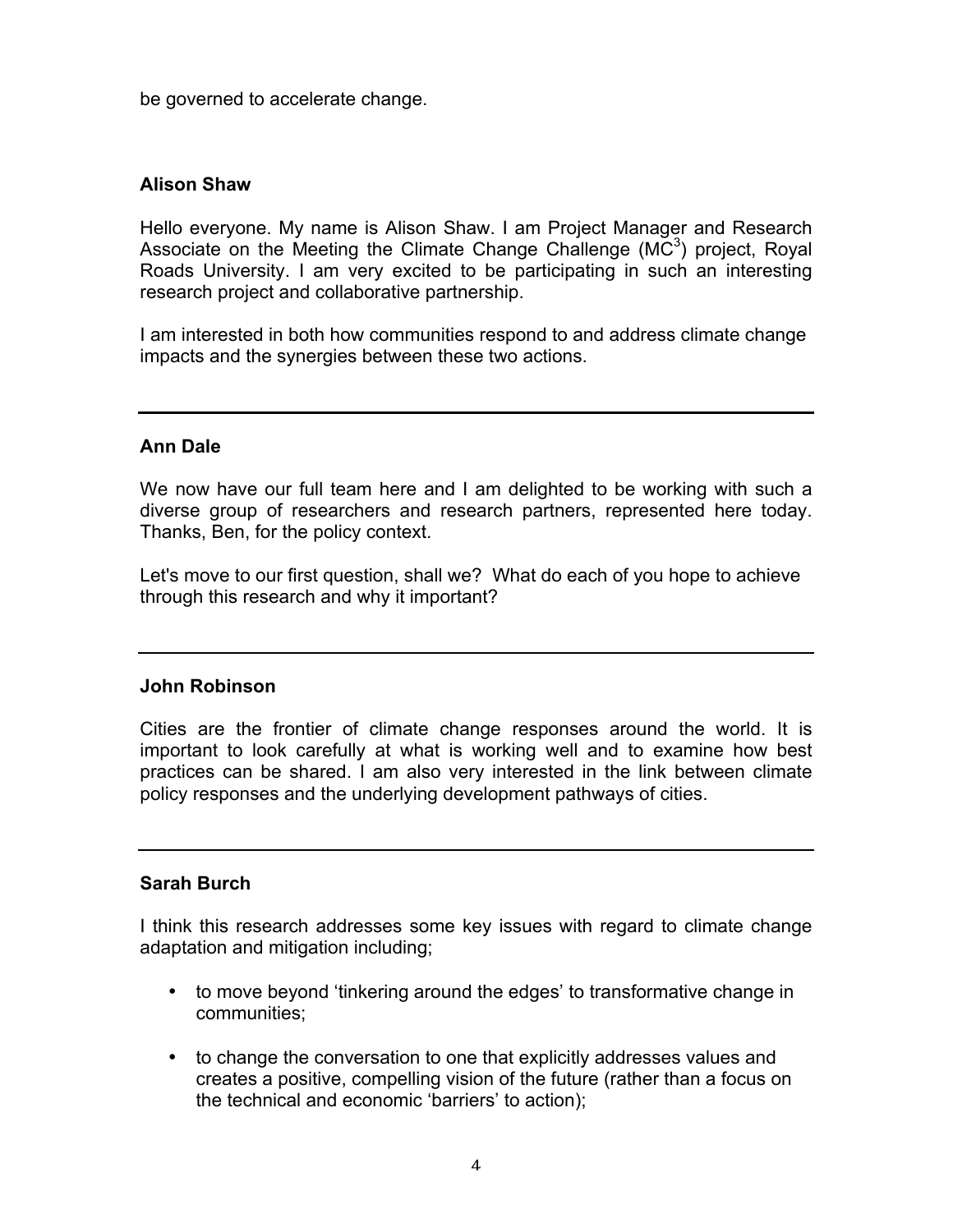be governed to accelerate change.

**Alison Shaw**

Hello everyone. My name is Alison Shaw. I am Project Manager and Research Associate on the Meeting the Climate Change Challenge ($MC^3$) project, Royal Roads University. I am very excited to be participating in such an interesting research project and collaborative partnership.

I am interested in both how communities respond to and address climate change impacts and the synergies between these two actions.

---

**Ann Dale**

We now have our full team here and I am delighted to be working with such a diverse group of researchers and research partners, represented here today. Thanks, Ben, for the policy context.

Let's move to our first question, shall we? What do each of you hope to achieve through this research and why it important?

---

**John Robinson**

Cities are the frontier of climate change responses around the world. It is important to look carefully at what is working well and to examine how best practices can be shared. I am also very interested in the link between climate policy responses and the underlying development pathways of cities.

---

**Sarah Burch**

I think this research addresses some key issues with regard to climate change adaptation and mitigation including;

- to move beyond 'tinkering around the edges' to transformative change in communities;
- to change the conversation to one that explicitly addresses values and creates a positive, compelling vision of the future (rather than a focus on the technical and economic 'barriers' to action);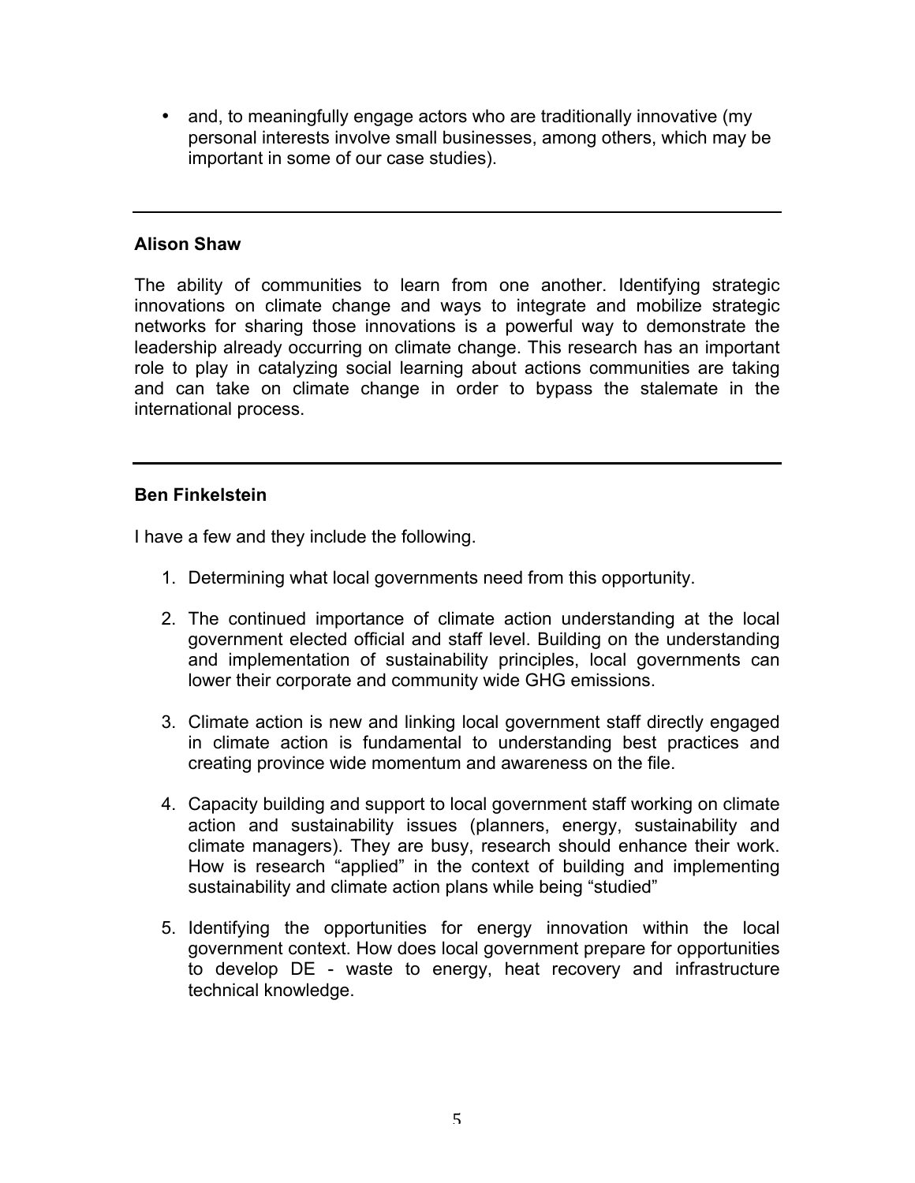- and, to meaningfully engage actors who are traditionally innovative (my personal interests involve small businesses, among others, which may be important in some of our case studies).

---

**Alison Shaw**

The ability of communities to learn from one another. Identifying strategic innovations on climate change and ways to integrate and mobilize strategic networks for sharing those innovations is a powerful way to demonstrate the leadership already occurring on climate change. This research has an important role to play in catalyzing social learning about actions communities are taking and can take on climate change in order to bypass the stalemate in the international process.

---

**Ben Finkelstein**

I have a few and they include the following.

1. Determining what local governments need from this opportunity.

2. The continued importance of climate action understanding at the local government elected official and staff level. Building on the understanding and implementation of sustainability principles, local governments can lower their corporate and community wide GHG emissions.

3. Climate action is new and linking local government staff directly engaged in climate action is fundamental to understanding best practices and creating province wide momentum and awareness on the file.

4. Capacity building and support to local government staff working on climate action and sustainability issues (planners, energy, sustainability and climate managers). They are busy, research should enhance their work. How is research "applied" in the context of building and implementing sustainability and climate action plans while being "studied"

5. Identifying the opportunities for energy innovation within the local government context. How does local government prepare for opportunities to develop DE - waste to energy, heat recovery and infrastructure technical knowledge.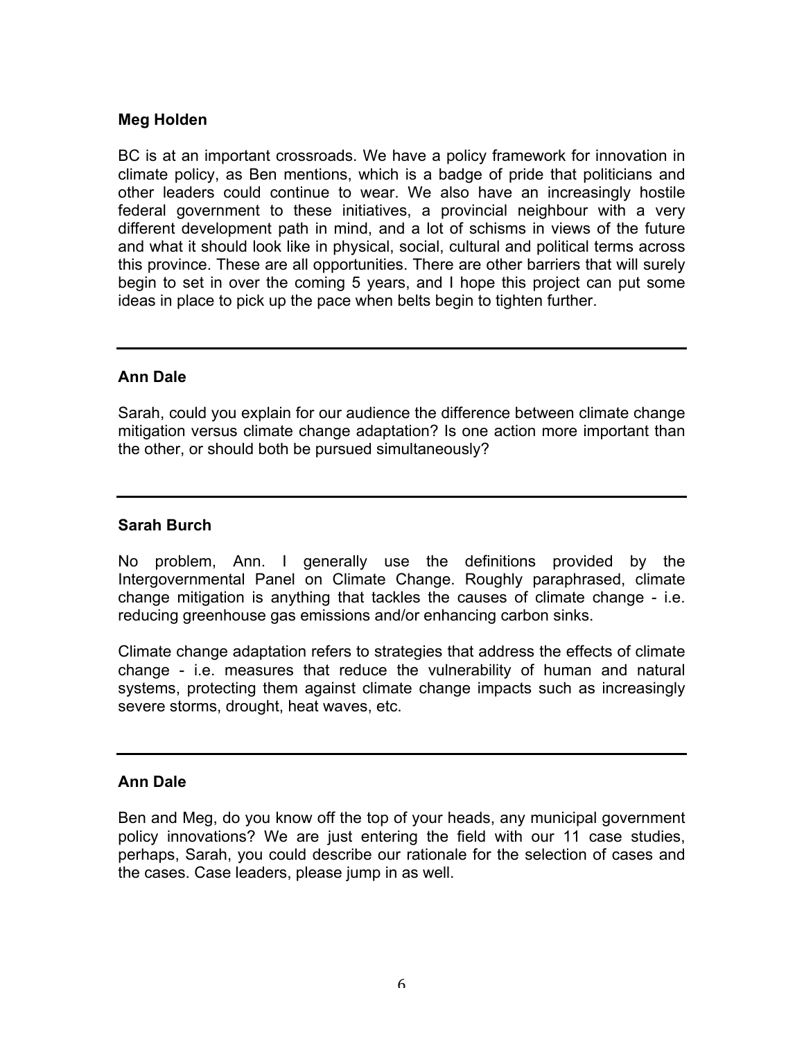**Meg Holden**

BC is at an important crossroads. We have a policy framework for innovation in climate policy, as Ben mentions, which is a badge of pride that politicians and other leaders could continue to wear. We also have an increasingly hostile federal government to these initiatives, a provincial neighbour with a very different development path in mind, and a lot of schisms in views of the future and what it should look like in physical, social, cultural and political terms across this province. These are all opportunities. There are other barriers that will surely begin to set in over the coming 5 years, and I hope this project can put some ideas in place to pick up the pace when belts begin to tighten further.

---

**Ann Dale**

Sarah, could you explain for our audience the difference between climate change mitigation versus climate change adaptation? Is one action more important than the other, or should both be pursued simultaneously?

---

**Sarah Burch**

No problem, Ann. I generally use the definitions provided by the Intergovernmental Panel on Climate Change. Roughly paraphrased, climate change mitigation is anything that tackles the causes of climate change - i.e. reducing greenhouse gas emissions and/or enhancing carbon sinks.

Climate change adaptation refers to strategies that address the effects of climate change - i.e. measures that reduce the vulnerability of human and natural systems, protecting them against climate change impacts such as increasingly severe storms, drought, heat waves, etc.

---

**Ann Dale**

Ben and Meg, do you know off the top of your heads, any municipal government policy innovations? We are just entering the field with our 11 case studies, perhaps, Sarah, you could describe our rationale for the selection of cases and the cases. Case leaders, please jump in as well.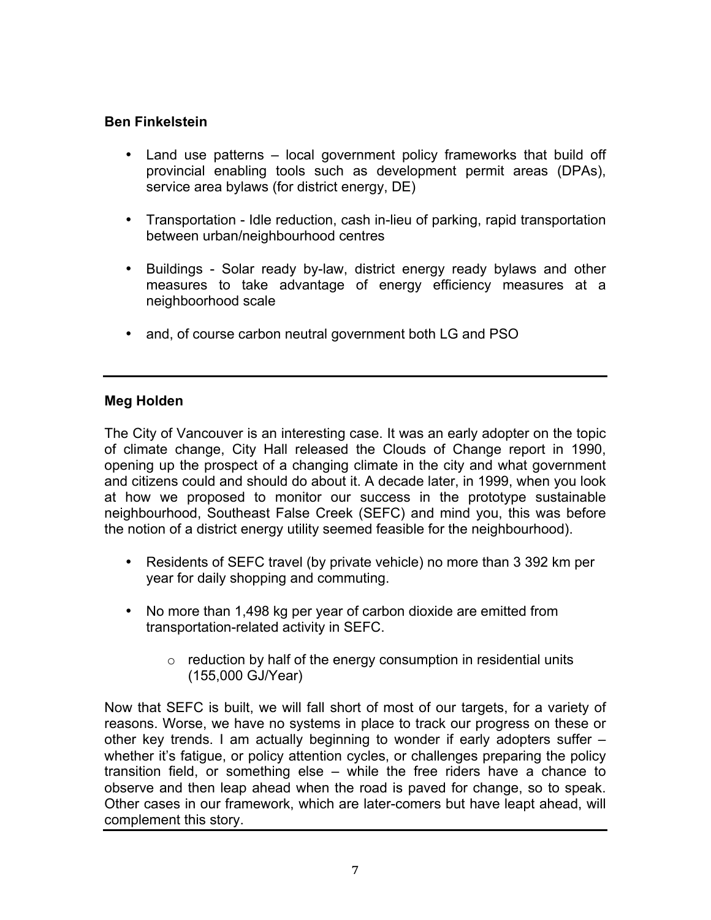**Ben Finkelstein**

- Land use patterns – local government policy frameworks that build off provincial enabling tools such as development permit areas (DPAs), service area bylaws (for district energy, DE)
- Transportation - Idle reduction, cash in-lieu of parking, rapid transportation between urban/neighbourhood centres
- Buildings - Solar ready by-law, district energy ready bylaws and other measures to take advantage of energy efficiency measures at a neighboorhood scale
- and, of course carbon neutral government both LG and PSO

---

**Meg Holden**

The City of Vancouver is an interesting case. It was an early adopter on the topic of climate change, City Hall released the Clouds of Change report in 1990, opening up the prospect of a changing climate in the city and what government and citizens could and should do about it. A decade later, in 1999, when you look at how we proposed to monitor our success in the prototype sustainable neighbourhood, Southeast False Creek (SEFC) and mind you, this was before the notion of a district energy utility seemed feasible for the neighbourhood).

- Residents of SEFC travel (by private vehicle) no more than 3 392 km per year for daily shopping and commuting.
- No more than 1,498 kg per year of carbon dioxide are emitted from transportation-related activity in SEFC.
    - reduction by half of the energy consumption in residential units (155,000 GJ/Year)

Now that SEFC is built, we will fall short of most of our targets, for a variety of reasons. Worse, we have no systems in place to track our progress on these or other key trends. I am actually beginning to wonder if early adopters suffer – whether it's fatigue, or policy attention cycles, or challenges preparing the policy transition field, or something else – while the free riders have a chance to observe and then leap ahead when the road is paved for change, so to speak. Other cases in our framework, which are later-comers but have leapt ahead, will complement this story.

---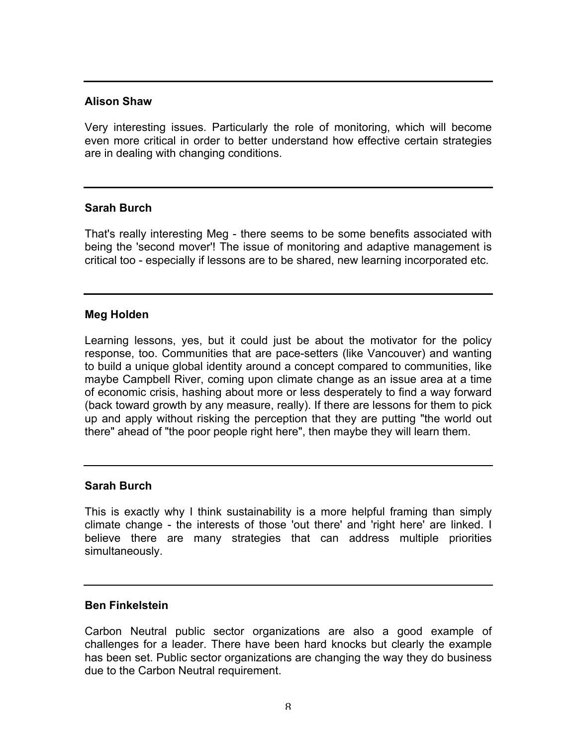---

**Alison Shaw**

Very interesting issues. Particularly the role of monitoring, which will become even more critical in order to better understand how effective certain strategies are in dealing with changing conditions.

---

**Sarah Burch**

That's really interesting Meg - there seems to be some benefits associated with being the 'second mover'! The issue of monitoring and adaptive management is critical too - especially if lessons are to be shared, new learning incorporated etc.

---

**Meg Holden**

Learning lessons, yes, but it could just be about the motivator for the policy response, too. Communities that are pace-setters (like Vancouver) and wanting to build a unique global identity around a concept compared to communities, like maybe Campbell River, coming upon climate change as an issue area at a time of economic crisis, hashing about more or less desperately to find a way forward (back toward growth by any measure, really). If there are lessons for them to pick up and apply without risking the perception that they are putting "the world out there" ahead of "the poor people right here", then maybe they will learn them.

---

**Sarah Burch**

This is exactly why I think sustainability is a more helpful framing than simply climate change - the interests of those 'out there' and 'right here' are linked. I believe there are many strategies that can address multiple priorities simultaneously.

---

**Ben Finkelstein**

Carbon Neutral public sector organizations are also a good example of challenges for a leader. There have been hard knocks but clearly the example has been set. Public sector organizations are changing the way they do business due to the Carbon Neutral requirement.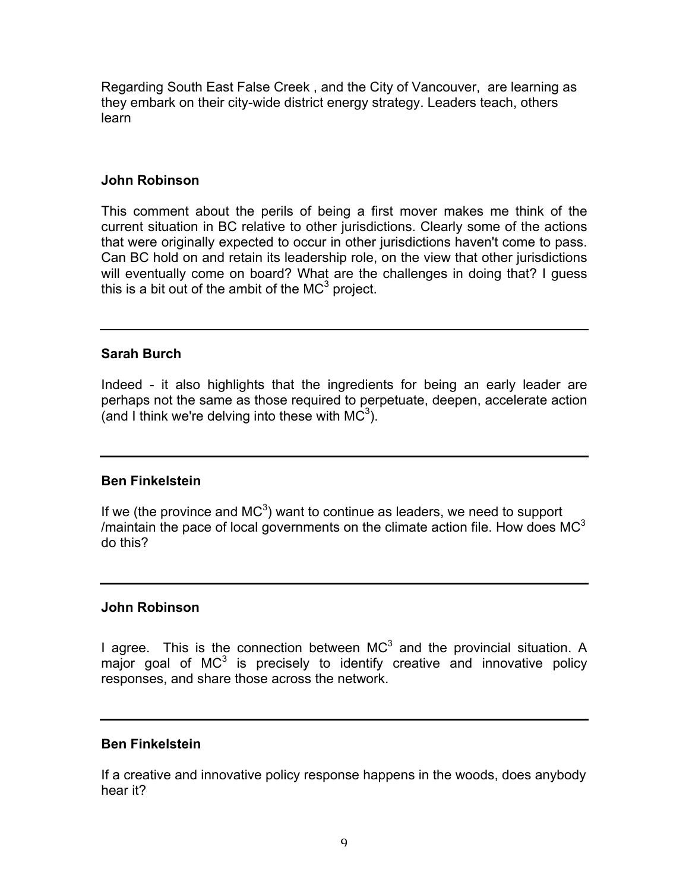Regarding South East False Creek , and the City of Vancouver, are learning as they embark on their city-wide district energy strategy. Leaders teach, others learn

**John Robinson**

This comment about the perils of being a first mover makes me think of the current situation in BC relative to other jurisdictions. Clearly some of the actions that were originally expected to occur in other jurisdictions haven't come to pass. Can BC hold on and retain its leadership role, on the view that other jurisdictions will eventually come on board? What are the challenges in doing that? I guess this is a bit out of the ambit of the $MC^3$ project.

---

**Sarah Burch**

Indeed - it also highlights that the ingredients for being an early leader are perhaps not the same as those required to perpetuate, deepen, accelerate action (and I think we're delving into these with $MC^3$).

---

**Ben Finkelstein**

If we (the province and $MC^3$) want to continue as leaders, we need to support /maintain the pace of local governments on the climate action file. How does $MC^3$ do this?

---

**John Robinson**

I agree. This is the connection between $MC^3$ and the provincial situation. A major goal of $MC^3$ is precisely to identify creative and innovative policy responses, and share those across the network.

---

**Ben Finkelstein**

If a creative and innovative policy response happens in the woods, does anybody hear it?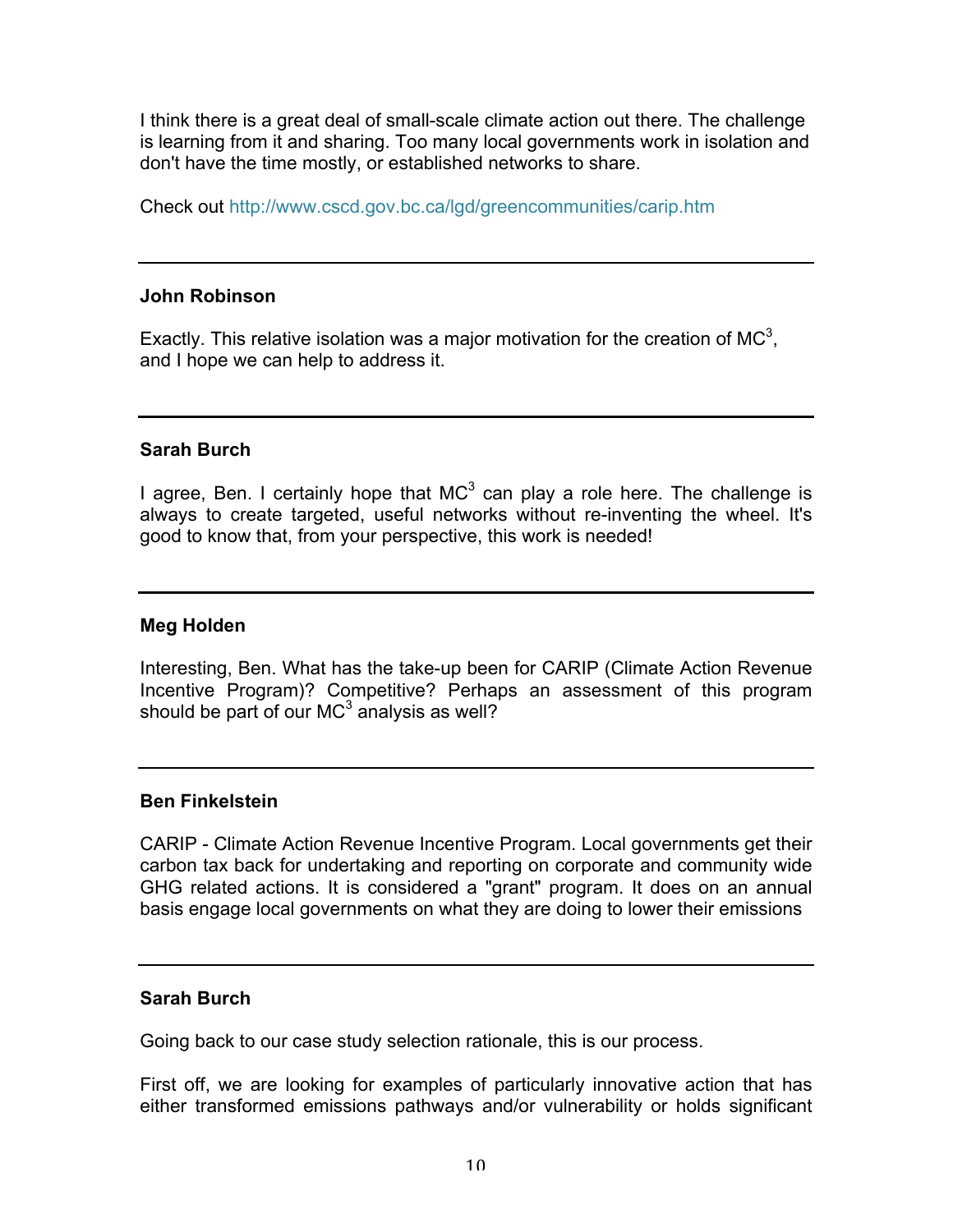I think there is a great deal of small-scale climate action out there. The challenge is learning from it and sharing. Too many local governments work in isolation and don't have the time mostly, or established networks to share.

Check out http://www.cscd.gov.bc.ca/lgd/greencommunities/carip.htm

---

**John Robinson**

Exactly. This relative isolation was a major motivation for the creation of $MC^3$, and I hope we can help to address it.

---

**Sarah Burch**

I agree, Ben. I certainly hope that $MC^3$ can play a role here. The challenge is always to create targeted, useful networks without re-inventing the wheel. It's good to know that, from your perspective, this work is needed!

---

**Meg Holden**

Interesting, Ben. What has the take-up been for CARIP (Climate Action Revenue Incentive Program)? Competitive? Perhaps an assessment of this program should be part of our $MC^3$ analysis as well?

---

**Ben Finkelstein**

CARIP - Climate Action Revenue Incentive Program. Local governments get their carbon tax back for undertaking and reporting on corporate and community wide GHG related actions. It is considered a "grant" program. It does on an annual basis engage local governments on what they are doing to lower their emissions

---

**Sarah Burch**

Going back to our case study selection rationale, this is our process.

First off, we are looking for examples of particularly innovative action that has either transformed emissions pathways and/or vulnerability or holds significant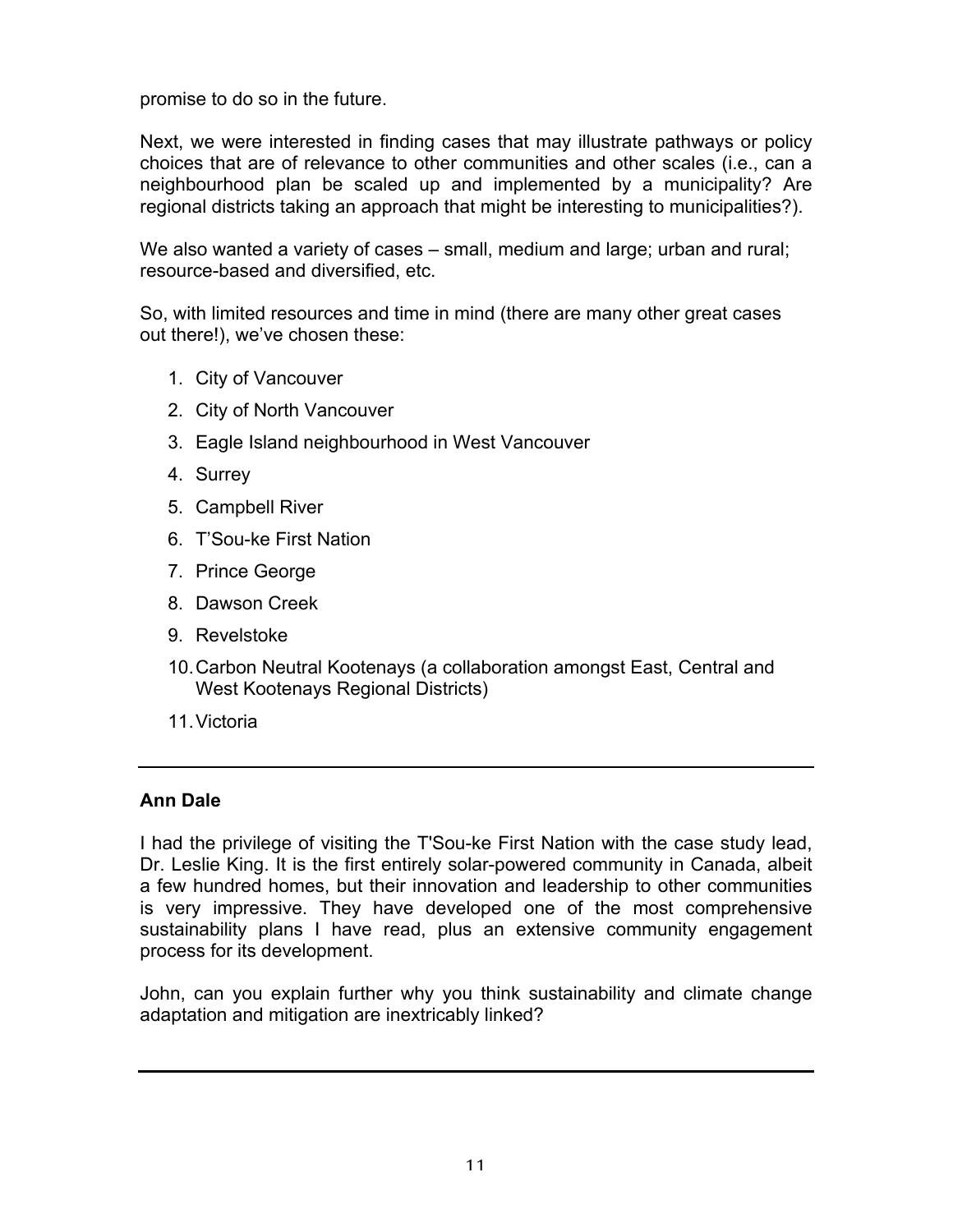promise to do so in the future.

Next, we were interested in finding cases that may illustrate pathways or policy choices that are of relevance to other communities and other scales (i.e., can a neighbourhood plan be scaled up and implemented by a municipality? Are regional districts taking an approach that might be interesting to municipalities?).

We also wanted a variety of cases – small, medium and large; urban and rural; resource-based and diversified, etc.

So, with limited resources and time in mind (there are many other great cases out there!), we've chosen these:

1. City of Vancouver
2. City of North Vancouver
3. Eagle Island neighbourhood in West Vancouver
4. Surrey
5. Campbell River
6. T'Sou-ke First Nation
7. Prince George
8. Dawson Creek
9. Revelstoke
10. Carbon Neutral Kootenays (a collaboration amongst East, Central and West Kootenays Regional Districts)
11. Victoria

---

**Ann Dale**

I had the privilege of visiting the T'Sou-ke First Nation with the case study lead, Dr. Leslie King. It is the first entirely solar-powered community in Canada, albeit a few hundred homes, but their innovation and leadership to other communities is very impressive. They have developed one of the most comprehensive sustainability plans I have read, plus an extensive community engagement process for its development.

John, can you explain further why you think sustainability and climate change adaptation and mitigation are inextricably linked?

---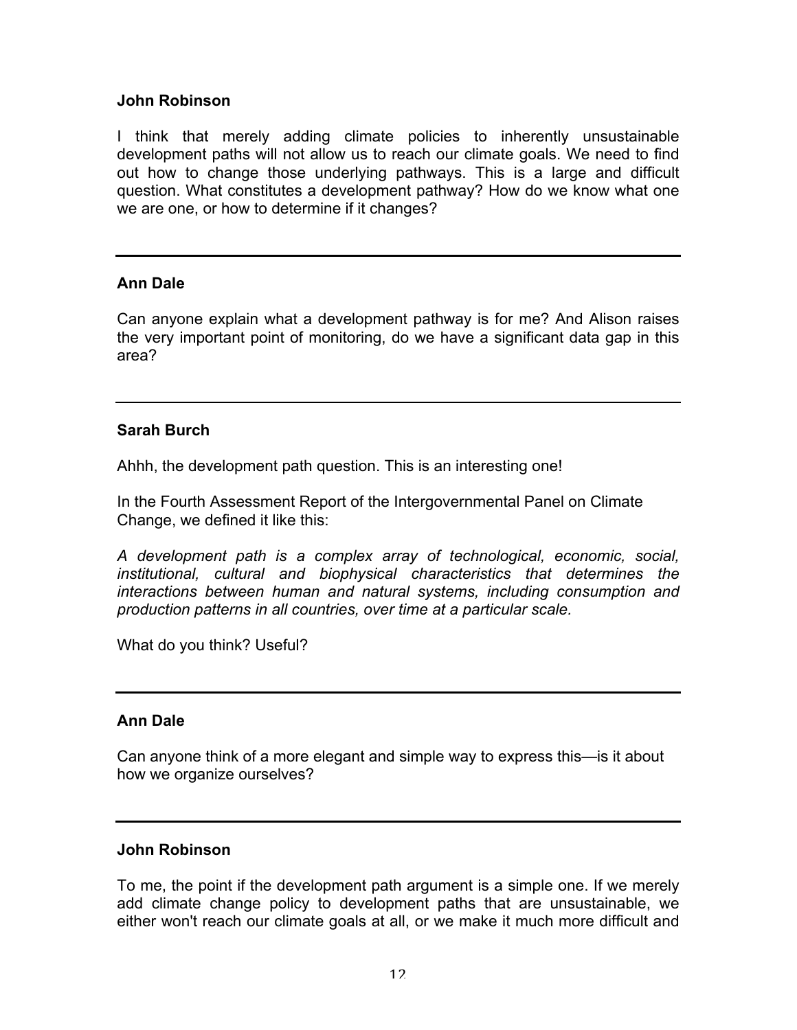**John Robinson**

I think that merely adding climate policies to inherently unsustainable development paths will not allow us to reach our climate goals. We need to find out how to change those underlying pathways. This is a large and difficult question. What constitutes a development pathway? How do we know what one we are one, or how to determine if it changes?

---

**Ann Dale**

Can anyone explain what a development pathway is for me? And Alison raises the very important point of monitoring, do we have a significant data gap in this area?

---

**Sarah Burch**

Ahhh, the development path question. This is an interesting one!

In the Fourth Assessment Report of the Intergovernmental Panel on Climate Change, we defined it like this:

*A development path is a complex array of technological, economic, social, institutional, cultural and biophysical characteristics that determines the interactions between human and natural systems, including consumption and production patterns in all countries, over time at a particular scale.*

What do you think? Useful?

---

**Ann Dale**

Can anyone think of a more elegant and simple way to express this—is it about how we organize ourselves?

---

**John Robinson**

To me, the point if the development path argument is a simple one. If we merely add climate change policy to development paths that are unsustainable, we either won't reach our climate goals at all, or we make it much more difficult and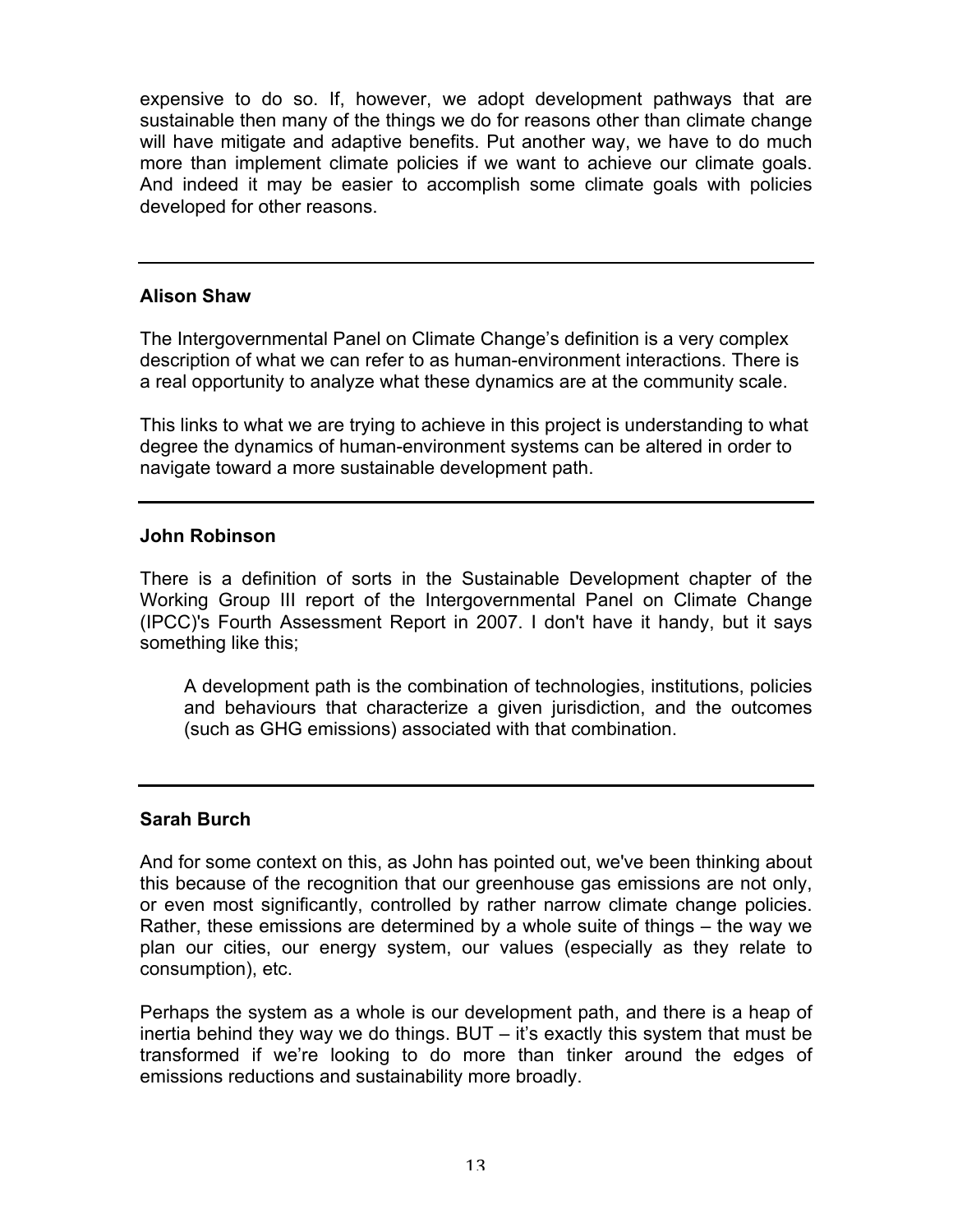expensive to do so. If, however, we adopt development pathways that are sustainable then many of the things we do for reasons other than climate change will have mitigate and adaptive benefits. Put another way, we have to do much more than implement climate policies if we want to achieve our climate goals. And indeed it may be easier to accomplish some climate goals with policies developed for other reasons.

---

**Alison Shaw**

The Intergovernmental Panel on Climate Change's definition is a very complex description of what we can refer to as human-environment interactions. There is a real opportunity to analyze what these dynamics are at the community scale.

This links to what we are trying to achieve in this project is understanding to what degree the dynamics of human-environment systems can be altered in order to navigate toward a more sustainable development path.

---

**John Robinson**

There is a definition of sorts in the Sustainable Development chapter of the Working Group III report of the Intergovernmental Panel on Climate Change (IPCC)'s Fourth Assessment Report in 2007. I don't have it handy, but it says something like this;

> A development path is the combination of technologies, institutions, policies and behaviours that characterize a given jurisdiction, and the outcomes (such as GHG emissions) associated with that combination.

---

**Sarah Burch**

And for some context on this, as John has pointed out, we've been thinking about this because of the recognition that our greenhouse gas emissions are not only, or even most significantly, controlled by rather narrow climate change policies. Rather, these emissions are determined by a whole suite of things – the way we plan our cities, our energy system, our values (especially as they relate to consumption), etc.

Perhaps the system as a whole is our development path, and there is a heap of inertia behind they way we do things. BUT – it's exactly this system that must be transformed if we're looking to do more than tinker around the edges of emissions reductions and sustainability more broadly.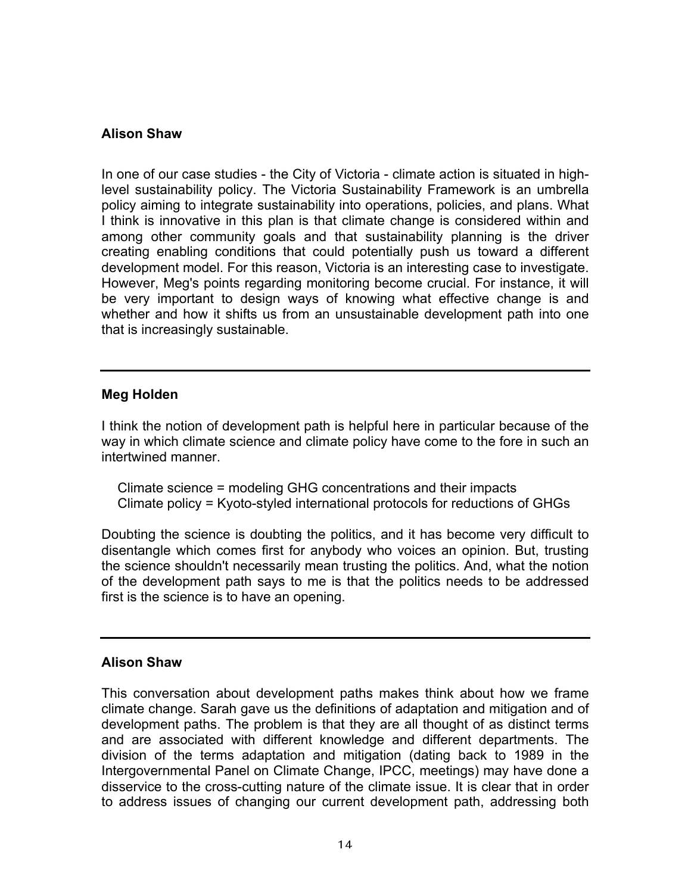**Alison Shaw**

In one of our case studies - the City of Victoria - climate action is situated in high-level sustainability policy. The Victoria Sustainability Framework is an umbrella policy aiming to integrate sustainability into operations, policies, and plans. What I think is innovative in this plan is that climate change is considered within and among other community goals and that sustainability planning is the driver creating enabling conditions that could potentially push us toward a different development model. For this reason, Victoria is an interesting case to investigate. However, Meg's points regarding monitoring become crucial. For instance, it will be very important to design ways of knowing what effective change is and whether and how it shifts us from an unsustainable development path into one that is increasingly sustainable.

---

**Meg Holden**

I think the notion of development path is helpful here in particular because of the way in which climate science and climate policy have come to the fore in such an intertwined manner.

Climate science = modeling GHG concentrations and their impacts
Climate policy = Kyoto-styled international protocols for reductions of GHGs

Doubting the science is doubting the politics, and it has become very difficult to disentangle which comes first for anybody who voices an opinion. But, trusting the science shouldn't necessarily mean trusting the politics. And, what the notion of the development path says to me is that the politics needs to be addressed first is the science is to have an opening.

---

**Alison Shaw**

This conversation about development paths makes think about how we frame climate change. Sarah gave us the definitions of adaptation and mitigation and of development paths. The problem is that they are all thought of as distinct terms and are associated with different knowledge and different departments. The division of the terms adaptation and mitigation (dating back to 1989 in the Intergovernmental Panel on Climate Change, IPCC, meetings) may have done a disservice to the cross-cutting nature of the climate issue. It is clear that in order to address issues of changing our current development path, addressing both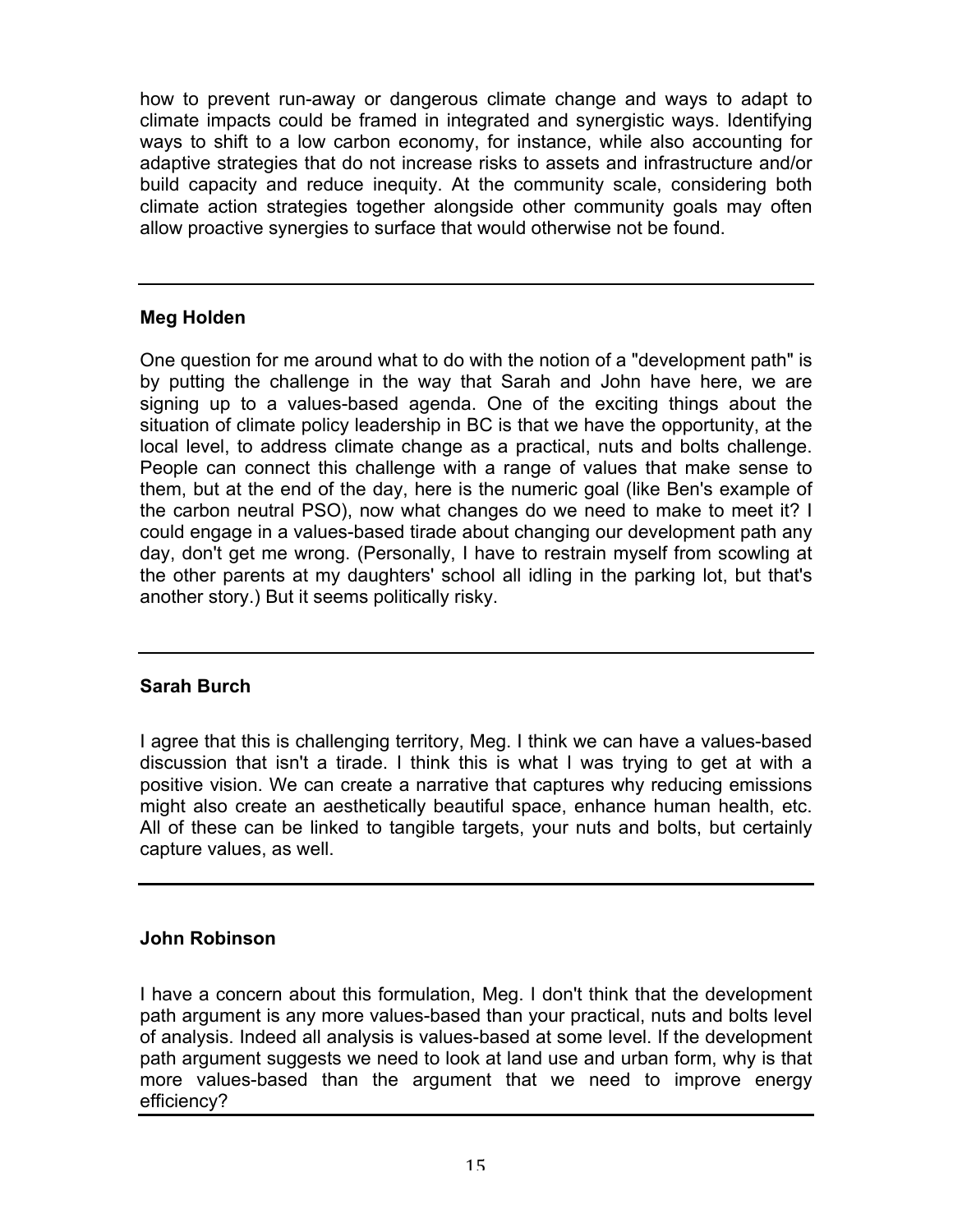how to prevent run-away or dangerous climate change and ways to adapt to climate impacts could be framed in integrated and synergistic ways. Identifying ways to shift to a low carbon economy, for instance, while also accounting for adaptive strategies that do not increase risks to assets and infrastructure and/or build capacity and reduce inequity. At the community scale, considering both climate action strategies together alongside other community goals may often allow proactive synergies to surface that would otherwise not be found.

---

**Meg Holden**

One question for me around what to do with the notion of a "development path" is by putting the challenge in the way that Sarah and John have here, we are signing up to a values-based agenda. One of the exciting things about the situation of climate policy leadership in BC is that we have the opportunity, at the local level, to address climate change as a practical, nuts and bolts challenge. People can connect this challenge with a range of values that make sense to them, but at the end of the day, here is the numeric goal (like Ben's example of the carbon neutral PSO), now what changes do we need to make to meet it? I could engage in a values-based tirade about changing our development path any day, don't get me wrong. (Personally, I have to restrain myself from scowling at the other parents at my daughters' school all idling in the parking lot, but that's another story.) But it seems politically risky.

---

**Sarah Burch**

I agree that this is challenging territory, Meg. I think we can have a values-based discussion that isn't a tirade. I think this is what I was trying to get at with a positive vision. We can create a narrative that captures why reducing emissions might also create an aesthetically beautiful space, enhance human health, etc. All of these can be linked to tangible targets, your nuts and bolts, but certainly capture values, as well.

---

**John Robinson**

I have a concern about this formulation, Meg. I don't think that the development path argument is any more values-based than your practical, nuts and bolts level of analysis. Indeed all analysis is values-based at some level. If the development path argument suggests we need to look at land use and urban form, why is that more values-based than the argument that we need to improve energy efficiency?

---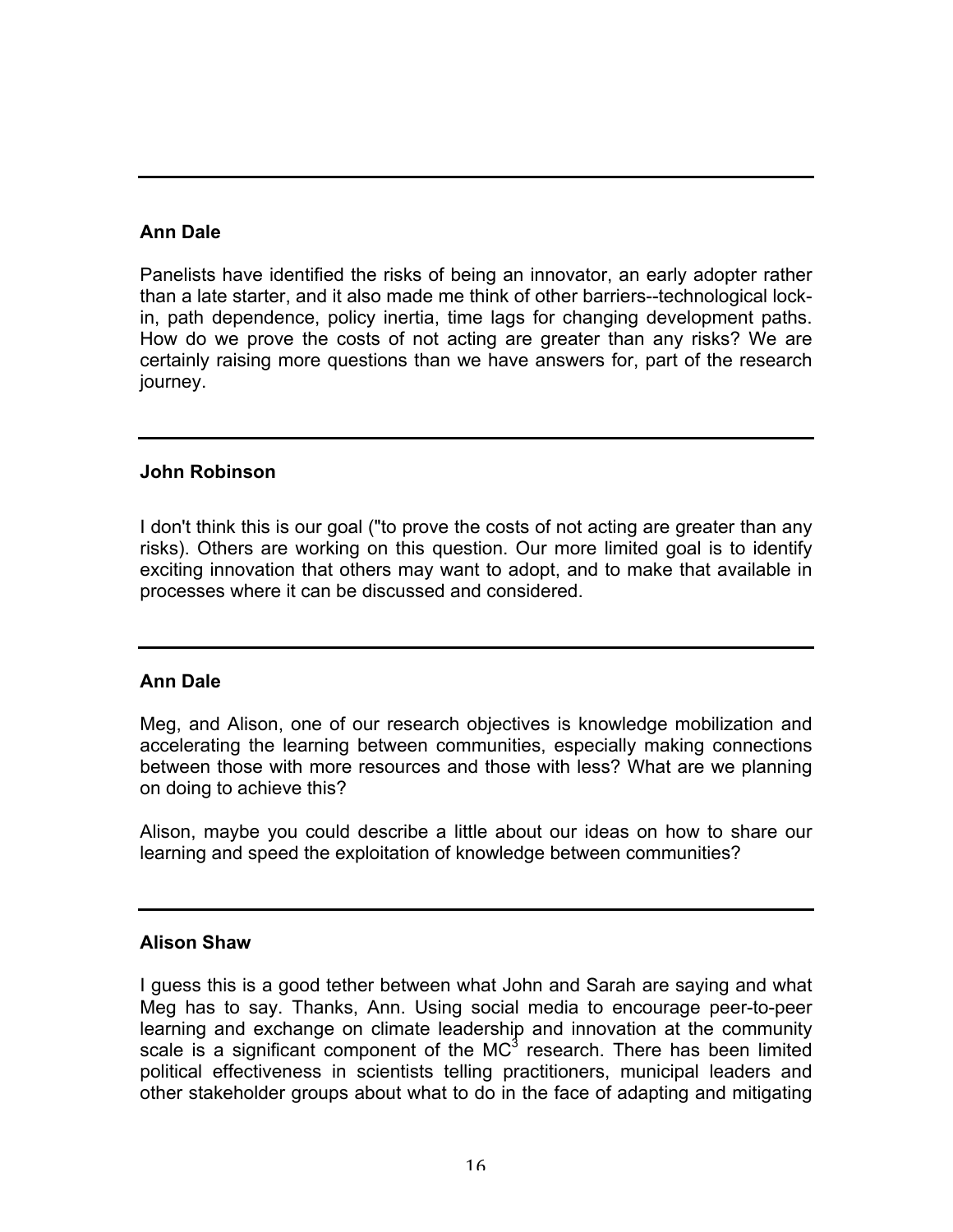---

**Ann Dale**

Panelists have identified the risks of being an innovator, an early adopter rather than a late starter, and it also made me think of other barriers--technological lock-in, path dependence, policy inertia, time lags for changing development paths. How do we prove the costs of not acting are greater than any risks? We are certainly raising more questions than we have answers for, part of the research journey.

---

**John Robinson**

I don't think this is our goal ("to prove the costs of not acting are greater than any risks). Others are working on this question. Our more limited goal is to identify exciting innovation that others may want to adopt, and to make that available in processes where it can be discussed and considered.

---

**Ann Dale**

Meg, and Alison, one of our research objectives is knowledge mobilization and accelerating the learning between communities, especially making connections between those with more resources and those with less? What are we planning on doing to achieve this?

Alison, maybe you could describe a little about our ideas on how to share our learning and speed the exploitation of knowledge between communities?

---

**Alison Shaw**

I guess this is a good tether between what John and Sarah are saying and what Meg has to say. Thanks, Ann. Using social media to encourage peer-to-peer learning and exchange on climate leadership and innovation at the community scale is a significant component of the $MC^3$ research. There has been limited political effectiveness in scientists telling practitioners, municipal leaders and other stakeholder groups about what to do in the face of adapting and mitigating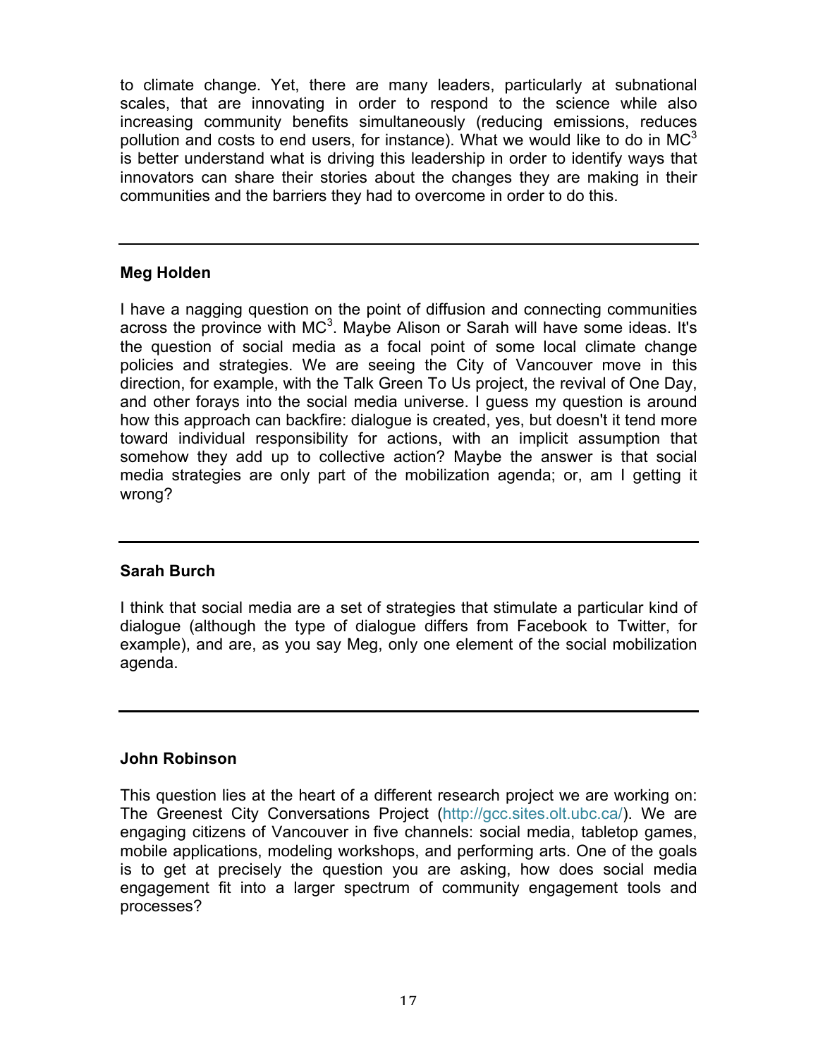to climate change. Yet, there are many leaders, particularly at subnational scales, that are innovating in order to respond to the science while also increasing community benefits simultaneously (reducing emissions, reduces pollution and costs to end users, for instance). What we would like to do in $MC^3$ is better understand what is driving this leadership in order to identify ways that innovators can share their stories about the changes they are making in their communities and the barriers they had to overcome in order to do this.

---

**Meg Holden**

I have a nagging question on the point of diffusion and connecting communities across the province with $MC^3$. Maybe Alison or Sarah will have some ideas. It's the question of social media as a focal point of some local climate change policies and strategies. We are seeing the City of Vancouver move in this direction, for example, with the Talk Green To Us project, the revival of One Day, and other forays into the social media universe. I guess my question is around how this approach can backfire: dialogue is created, yes, but doesn't it tend more toward individual responsibility for actions, with an implicit assumption that somehow they add up to collective action? Maybe the answer is that social media strategies are only part of the mobilization agenda; or, am I getting it wrong?

---

**Sarah Burch**

I think that social media are a set of strategies that stimulate a particular kind of dialogue (although the type of dialogue differs from Facebook to Twitter, for example), and are, as you say Meg, only one element of the social mobilization agenda.

---

**John Robinson**

This question lies at the heart of a different research project we are working on: The Greenest City Conversations Project (http://gcc.sites.olt.ubc.ca/). We are engaging citizens of Vancouver in five channels: social media, tabletop games, mobile applications, modeling workshops, and performing arts. One of the goals is to get at precisely the question you are asking, how does social media engagement fit into a larger spectrum of community engagement tools and processes?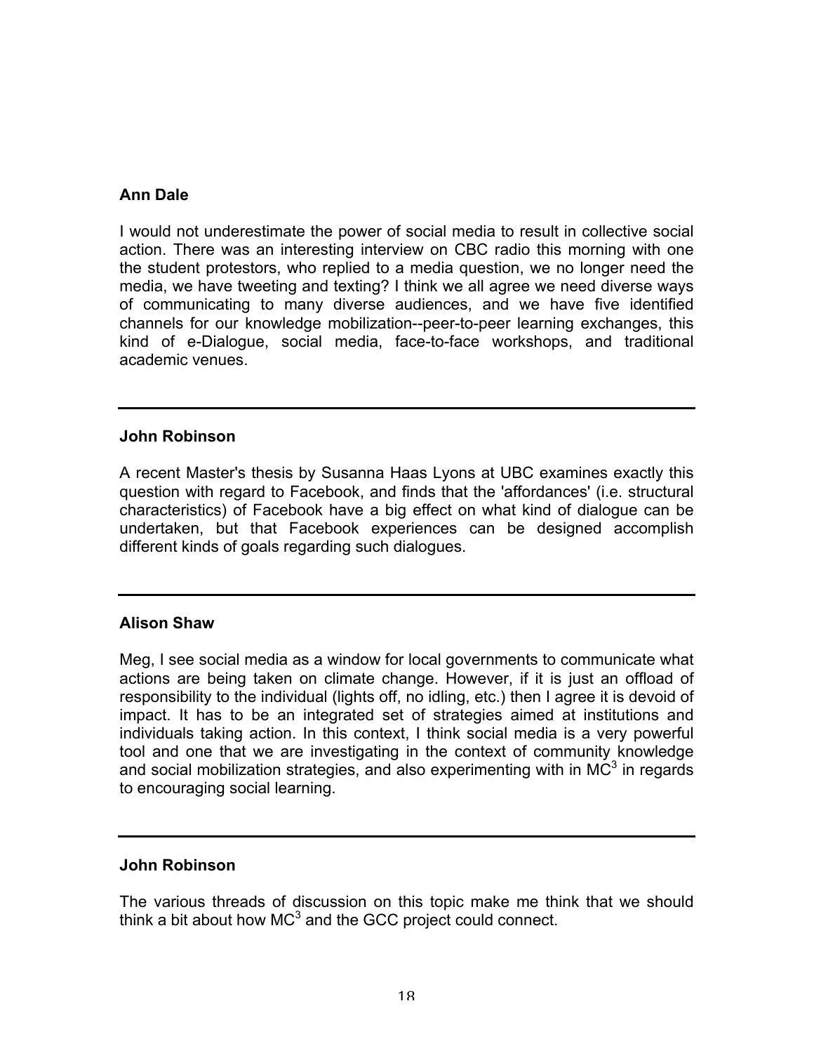**Ann Dale**

I would not underestimate the power of social media to result in collective social action. There was an interesting interview on CBC radio this morning with one the student protestors, who replied to a media question, we no longer need the media, we have tweeting and texting? I think we all agree we need diverse ways of communicating to many diverse audiences, and we have five identified channels for our knowledge mobilization--peer-to-peer learning exchanges, this kind of e-Dialogue, social media, face-to-face workshops, and traditional academic venues.

---

**John Robinson**

A recent Master's thesis by Susanna Haas Lyons at UBC examines exactly this question with regard to Facebook, and finds that the 'affordances' (i.e. structural characteristics) of Facebook have a big effect on what kind of dialogue can be undertaken, but that Facebook experiences can be designed accomplish different kinds of goals regarding such dialogues.

---

**Alison Shaw**

Meg, I see social media as a window for local governments to communicate what actions are being taken on climate change. However, if it is just an offload of responsibility to the individual (lights off, no idling, etc.) then I agree it is devoid of impact. It has to be an integrated set of strategies aimed at institutions and individuals taking action. In this context, I think social media is a very powerful tool and one that we are investigating in the context of community knowledge and social mobilization strategies, and also experimenting with in $MC^3$ in regards to encouraging social learning.

---

**John Robinson**

The various threads of discussion on this topic make me think that we should think a bit about how $MC^3$ and the GCC project could connect.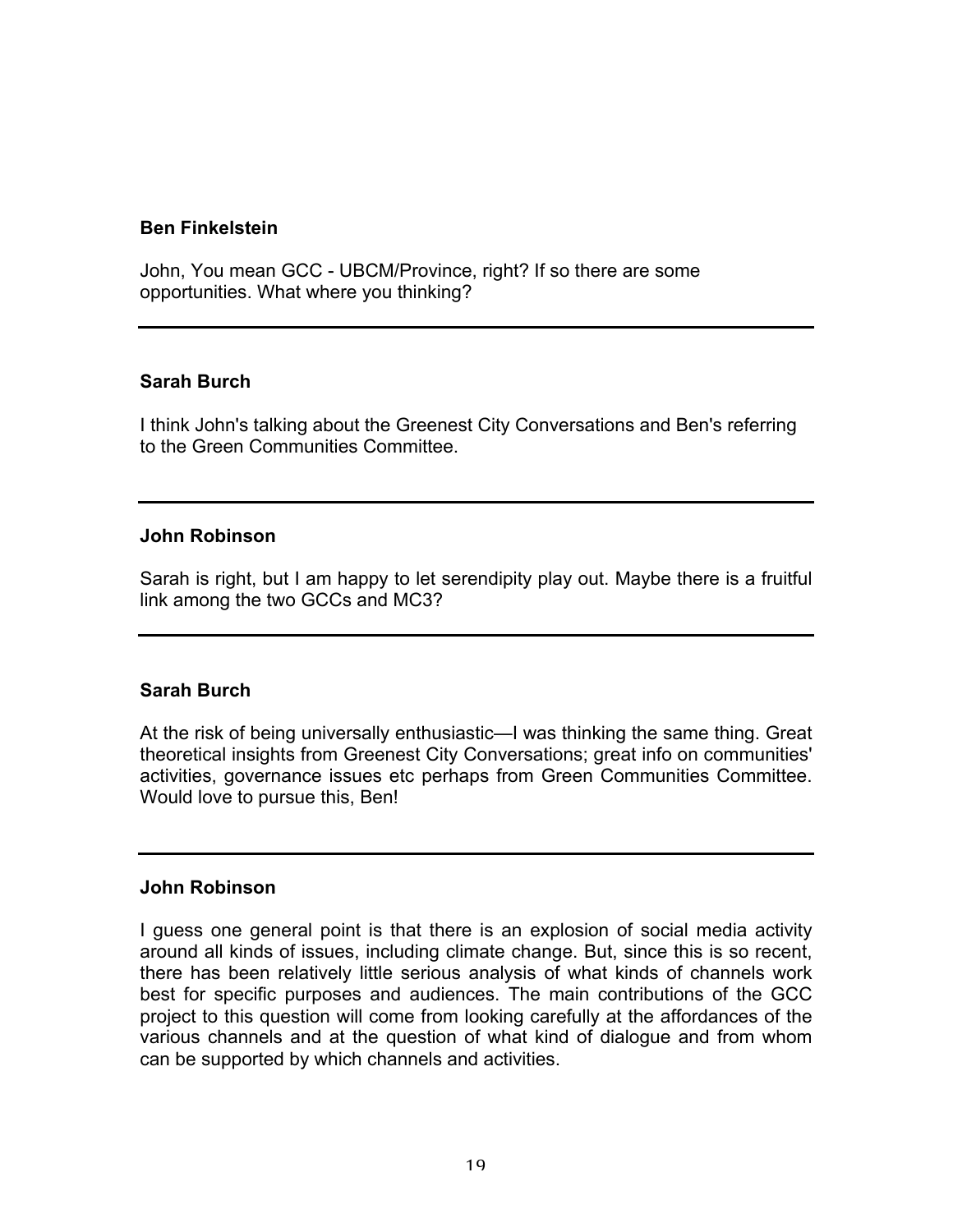**Ben Finkelstein**

John, You mean GCC - UBCM/Province, right? If so there are some opportunities. What where you thinking?

---

**Sarah Burch**

I think John's talking about the Greenest City Conversations and Ben's referring to the Green Communities Committee.

---

**John Robinson**

Sarah is right, but I am happy to let serendipity play out. Maybe there is a fruitful link among the two GCCs and MC3?

---

**Sarah Burch**

At the risk of being universally enthusiastic—I was thinking the same thing. Great theoretical insights from Greenest City Conversations; great info on communities' activities, governance issues etc perhaps from Green Communities Committee. Would love to pursue this, Ben!

---

**John Robinson**

I guess one general point is that there is an explosion of social media activity around all kinds of issues, including climate change. But, since this is so recent, there has been relatively little serious analysis of what kinds of channels work best for specific purposes and audiences. The main contributions of the GCC project to this question will come from looking carefully at the affordances of the various channels and at the question of what kind of dialogue and from whom can be supported by which channels and activities.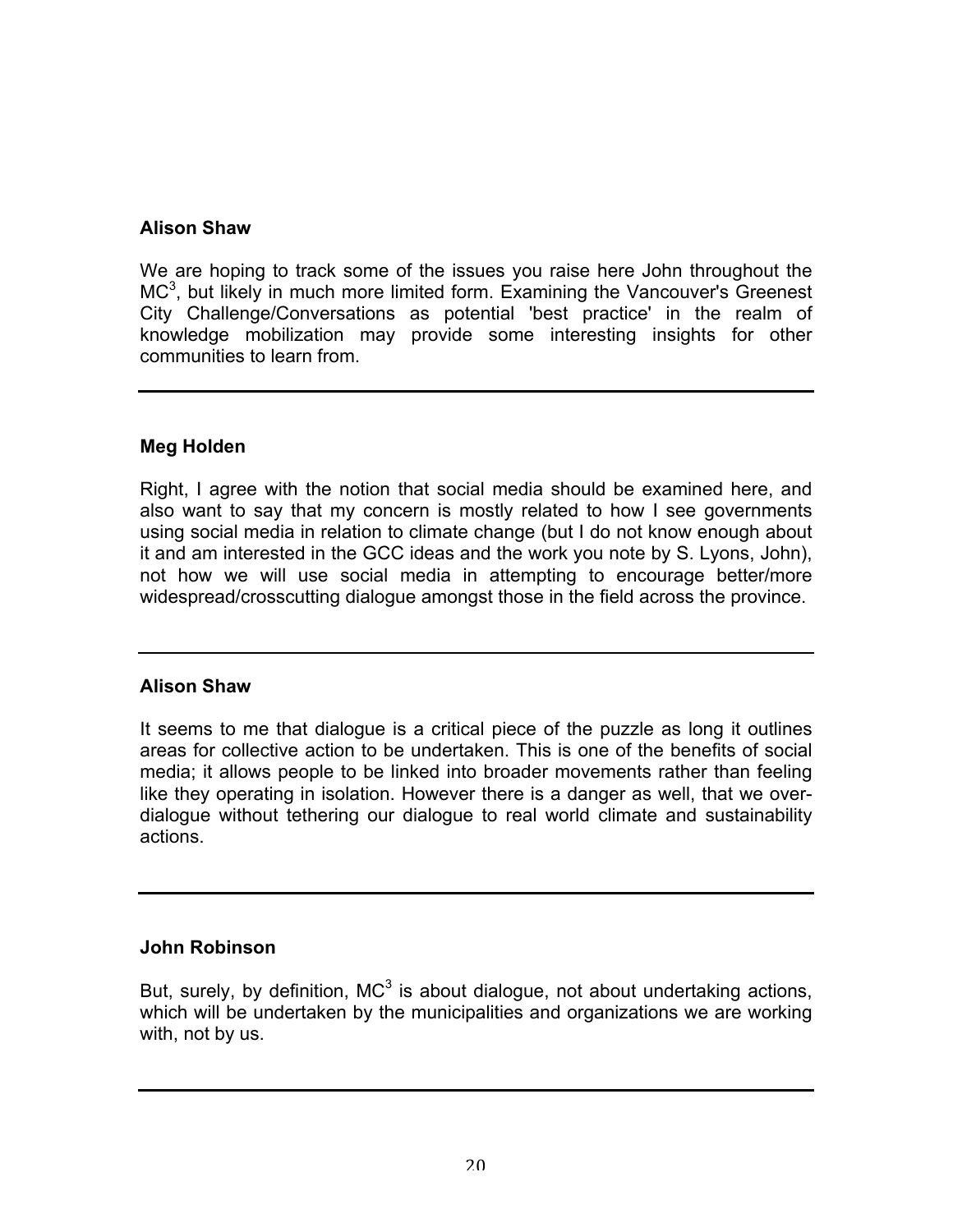**Alison Shaw**

We are hoping to track some of the issues you raise here John throughout the MC$^3$, but likely in much more limited form. Examining the Vancouver's Greenest City Challenge/Conversations as potential 'best practice' in the realm of knowledge mobilization may provide some interesting insights for other communities to learn from.

---

**Meg Holden**

Right, I agree with the notion that social media should be examined here, and also want to say that my concern is mostly related to how I see governments using social media in relation to climate change (but I do not know enough about it and am interested in the GCC ideas and the work you note by S. Lyons, John), not how we will use social media in attempting to encourage better/more widespread/crosscutting dialogue amongst those in the field across the province.

---

**Alison Shaw**

It seems to me that dialogue is a critical piece of the puzzle as long it outlines areas for collective action to be undertaken. This is one of the benefits of social media; it allows people to be linked into broader movements rather than feeling like they operating in isolation. However there is a danger as well, that we over-dialogue without tethering our dialogue to real world climate and sustainability actions.

---

**John Robinson**

But, surely, by definition, MC$^3$ is about dialogue, not about undertaking actions, which will be undertaken by the municipalities and organizations we are working with, not by us.

---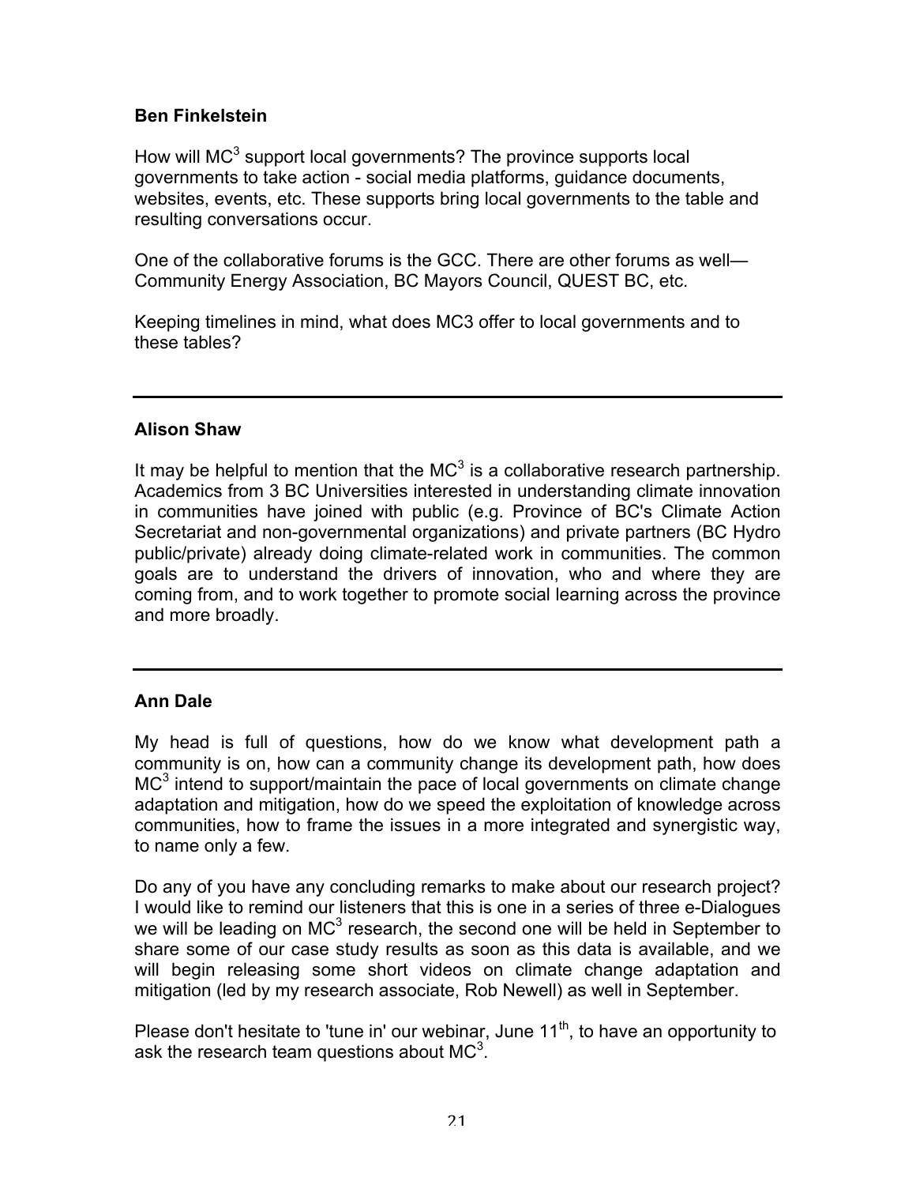**Ben Finkelstein**

How will $MC^3$ support local governments? The province supports local governments to take action - social media platforms, guidance documents, websites, events, etc. These supports bring local governments to the table and resulting conversations occur.

One of the collaborative forums is the GCC. There are other forums as well—Community Energy Association, BC Mayors Council, QUEST BC, etc.

Keeping timelines in mind, what does MC3 offer to local governments and to these tables?

---

**Alison Shaw**

It may be helpful to mention that the $MC^3$ is a collaborative research partnership. Academics from 3 BC Universities interested in understanding climate innovation in communities have joined with public (e.g. Province of BC's Climate Action Secretariat and non-governmental organizations) and private partners (BC Hydro public/private) already doing climate-related work in communities. The common goals are to understand the drivers of innovation, who and where they are coming from, and to work together to promote social learning across the province and more broadly.

---

**Ann Dale**

My head is full of questions, how do we know what development path a community is on, how can a community change its development path, how does $MC^3$ intend to support/maintain the pace of local governments on climate change adaptation and mitigation, how do we speed the exploitation of knowledge across communities, how to frame the issues in a more integrated and synergistic way, to name only a few.

Do any of you have any concluding remarks to make about our research project? I would like to remind our listeners that this is one in a series of three e-Dialogues we will be leading on $MC^3$ research, the second one will be held in September to share some of our case study results as soon as this data is available, and we will begin releasing some short videos on climate change adaptation and mitigation (led by my research associate, Rob Newell) as well in September.

Please don't hesitate to 'tune in' our webinar, June 11th, to have an opportunity to ask the research team questions about $MC^3$.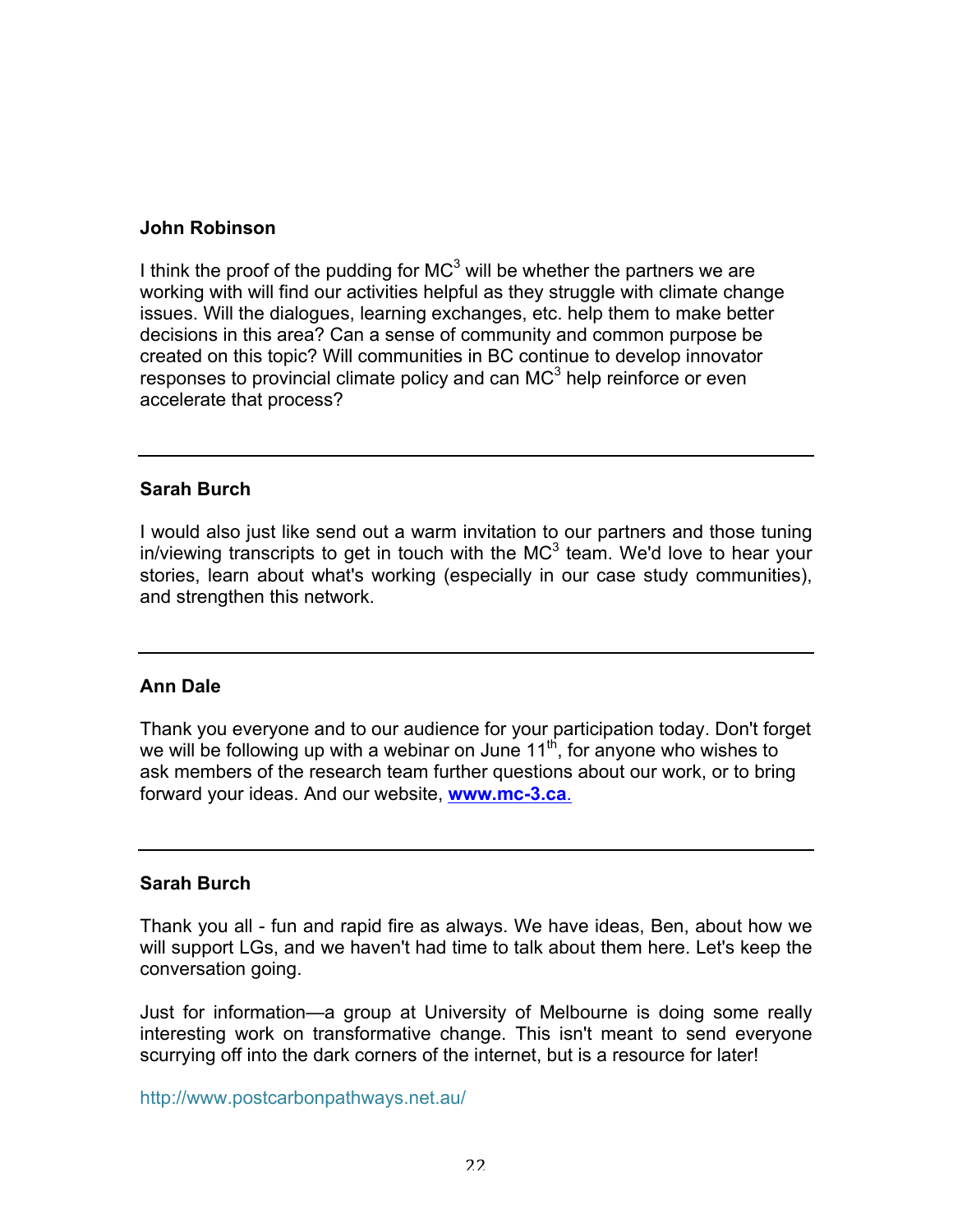**John Robinson**

I think the proof of the pudding for MC$^3$ will be whether the partners we are working with will find our activities helpful as they struggle with climate change issues. Will the dialogues, learning exchanges, etc. help them to make better decisions in this area? Can a sense of community and common purpose be created on this topic? Will communities in BC continue to develop innovator responses to provincial climate policy and can MC$^3$ help reinforce or even accelerate that process?

---

**Sarah Burch**

I would also just like send out a warm invitation to our partners and those tuning in/viewing transcripts to get in touch with the MC$^3$ team. We'd love to hear your stories, learn about what's working (especially in our case study communities), and strengthen this network.

---

**Ann Dale**

Thank you everyone and to our audience for your participation today. Don't forget we will be following up with a webinar on June 11$^{th}$, for anyone who wishes to ask members of the research team further questions about our work, or to bring forward your ideas. And our website, **www.mc-3.ca**.

---

**Sarah Burch**

Thank you all - fun and rapid fire as always. We have ideas, Ben, about how we will support LGs, and we haven't had time to talk about them here. Let's keep the conversation going.

Just for information—a group at University of Melbourne is doing some really interesting work on transformative change. This isn't meant to send everyone scurrying off into the dark corners of the internet, but is a resource for later!

http://www.postcarbonpathways.net.au/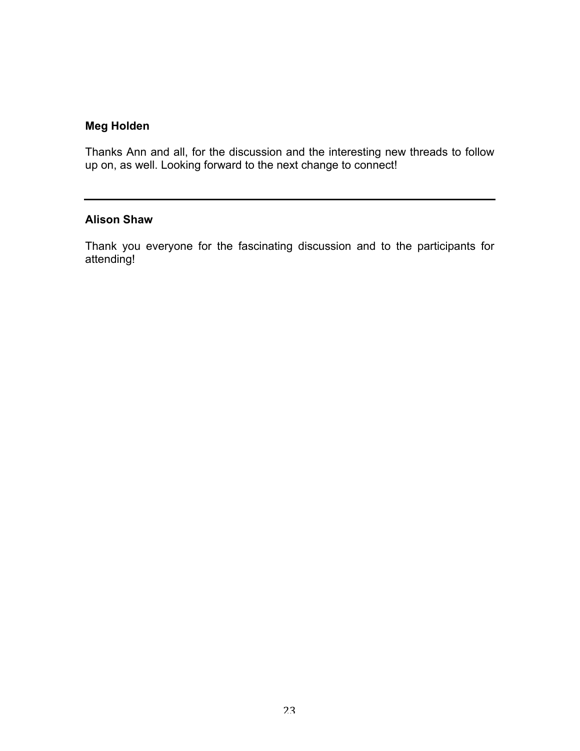**Meg Holden**

Thanks Ann and all, for the discussion and the interesting new threads to follow up on, as well. Looking forward to the next change to connect!

---

**Alison Shaw**

Thank you everyone for the fascinating discussion and to the participants for attending!